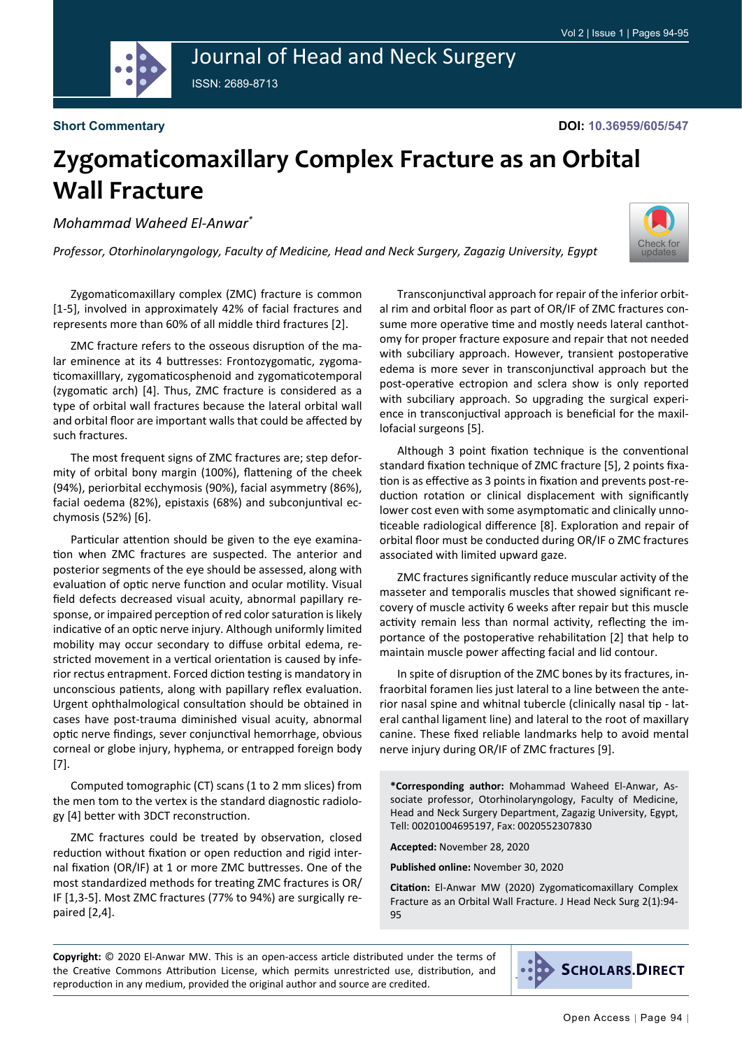Short Commentary

DOI: 10.36959/605/547

# Zygomaticomaxillary Complex Fracture as an Orbital Wall Fracture

*Mohammad Waheed El-Anwar\**

*Professor, Otorhinolaryngology, Faculty of Medicine, Head and Neck Surgery, Zagazig University, Egypt*

Zygomaticomaxillary complex (ZMC) fracture is common [1-5], involved in approximately 42% of facial fractures and represents more than 60% of all middle third fractures [2].

ZMC fracture refers to the osseous disruption of the malar eminence at its 4 buttresses: Frontozygomatic, zygomaticomaxilllary, zygomaticosphenoid and zygomaticotemporal (zygomatic arch) [4]. Thus, ZMC fracture is considered as a type of orbital wall fractures because the lateral orbital wall and orbital floor are important walls that could be affected by such fractures.

The most frequent signs of ZMC fractures are; step deformity of orbital bony margin (100%), flattening of the cheek (94%), periorbital ecchymosis (90%), facial asymmetry (86%), facial oedema (82%), epistaxis (68%) and subconjuntival ecchymosis (52%) [6].

Particular attention should be given to the eye examination when ZMC fractures are suspected. The anterior and posterior segments of the eye should be assessed, along with evaluation of optic nerve function and ocular motility. Visual field defects decreased visual acuity, abnormal papillary response, or impaired perception of red color saturation is likely indicative of an optic nerve injury. Although uniformly limited mobility may occur secondary to diffuse orbital edema, restricted movement in a vertical orientation is caused by inferior rectus entrapment. Forced diction testing is mandatory in unconscious patients, along with papillary reflex evaluation. Urgent ophthalmological consultation should be obtained in cases have post-trauma diminished visual acuity, abnormal optic nerve findings, sever conjunctival hemorrhage, obvious corneal or globe injury, hyphema, or entrapped foreign body [7].

Computed tomographic (CT) scans (1 to 2 mm slices) from the men tom to the vertex is the standard diagnostic radiology [4] better with 3DCT reconstruction.

ZMC fractures could be treated by observation, closed reduction without fixation or open reduction and rigid internal fixation (OR/IF) at 1 or more ZMC buttresses. One of the most standardized methods for treating ZMC fractures is OR/IF [1,3-5]. Most ZMC fractures (77% to 94%) are surgically repaired [2,4].

Transconjunctival approach for repair of the inferior orbital rim and orbital floor as part of OR/IF of ZMC fractures consume more operative time and mostly needs lateral canthotomy for proper fracture exposure and repair that not needed with subciliary approach. However, transient postoperative edema is more sever in transconjunctival approach but the post-operative ectropion and sclera show is only reported with subciliary approach. So upgrading the surgical experience in transconjunctival approach is beneficial for the maxillofacial surgeons [5].

Although 3 point fixation technique is the conventional standard fixation technique of ZMC fracture [5], 2 points fixation is as effective as 3 points in fixation and prevents post-reduction rotation or clinical displacement with significantly lower cost even with some asymptomatic and clinically unnoticeable radiological difference [8]. Exploration and repair of orbital floor must be conducted during OR/IF o ZMC fractures associated with limited upward gaze.

ZMC fractures significantly reduce muscular activity of the masseter and temporalis muscles that showed significant recovery of muscle activity 6 weeks after repair but this muscle activity remain less than normal activity, reflecting the importance of the postoperative rehabilitation [2] that help to maintain muscle power affecting facial and lid contour.

In spite of disruption of the ZMC bones by its fractures, infraorbital foramen lies just lateral to a line between the anterior nasal spine and whitnal tubercle (clinically nasal tip - lateral canthal ligament line) and lateral to the root of maxillary canine. These fixed reliable landmarks help to avoid mental nerve injury during OR/IF of ZMC fractures [9].

**\*Corresponding author:** Mohammad Waheed El-Anwar, Associate professor, Otorhinolaryngology, Faculty of Medicine, Head and Neck Surgery Department, Zagazig University, Egypt, Tell: 00201004695197, Fax: 0020552307830

**Accepted:** November 28, 2020

**Published online:** November 30, 2020

**Citation:** El-Anwar MW (2020) Zygomaticomaxillary Complex Fracture as an Orbital Wall Fracture. J Head Neck Surg 2(1):94-95

**Copyright:** © 2020 El-Anwar MW. This is an open-access article distributed under the terms of the Creative Commons Attribution License, which permits unrestricted use, distribution, and reproduction in any medium, provided the original author and source are credited.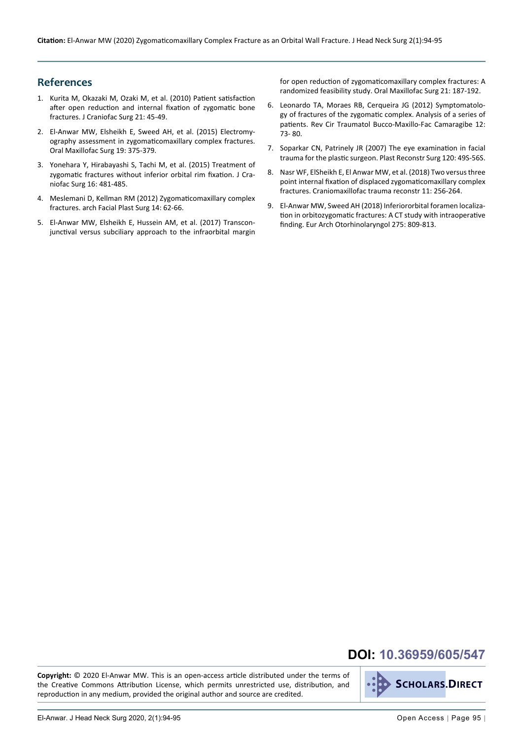## References

1. Kurita M, Okazaki M, Ozaki M, et al. (2010) Patient satisfaction after open reduction and internal fixation of zygomatic bone fractures. J Craniofac Surg 21: 45-49.
2. El-Anwar MW, Elsheikh E, Sweed AH, et al. (2015) Electromyography assessment in zygomaticomaxillary complex fractures. Oral Maxillofac Surg 19: 375-379.
3. Yonehara Y, Hirabayashi S, Tachi M, et al. (2015) Treatment of zygomatic fractures without inferior orbital rim fixation. J Craniofac Surg 16: 481-485.
4. Meslemani D, Kellman RM (2012) Zygomaticomaxillary complex fractures. arch Facial Plast Surg 14: 62-66.
5. El-Anwar MW, Elsheikh E, Hussein AM, et al. (2017) Transconjunctival versus subciliary approach to the infraorbital margin for open reduction of zygomaticomaxillary complex fractures: A randomized feasibility study. Oral Maxillofac Surg 21: 187-192.
6. Leonardo TA, Moraes RB, Cerqueira JG (2012) Symptomatology of fractures of the zygomatic complex. Analysis of a series of patients. Rev Cir Traumatol Bucco-Maxillo-Fac Camaragibe 12: 73- 80.
7. Soparkar CN, Patrinely JR (2007) The eye examination in facial trauma for the plastic surgeon. Plast Reconstr Surg 120: 49S-56S.
8. Nasr WF, ElSheikh E, El Anwar MW, et al. (2018) Two versus three point internal fixation of displaced zygomaticomaxillary complex fractures. Craniomaxillofac trauma reconstr 11: 256-264.
9. El-Anwar MW, Sweed AH (2018) Inferiororbital foramen localization in orbitozygomatic fractures: A CT study with intraoperative finding. Eur Arch Otorhinolaryngol 275: 809-813.

**DOI: 10.36959/605/547**

**Copyright:** © 2020 El-Anwar MW. This is an open-access article distributed under the terms of the Creative Commons Attribution License, which permits unrestricted use, distribution, and reproduction in any medium, provided the original author and source are credited.